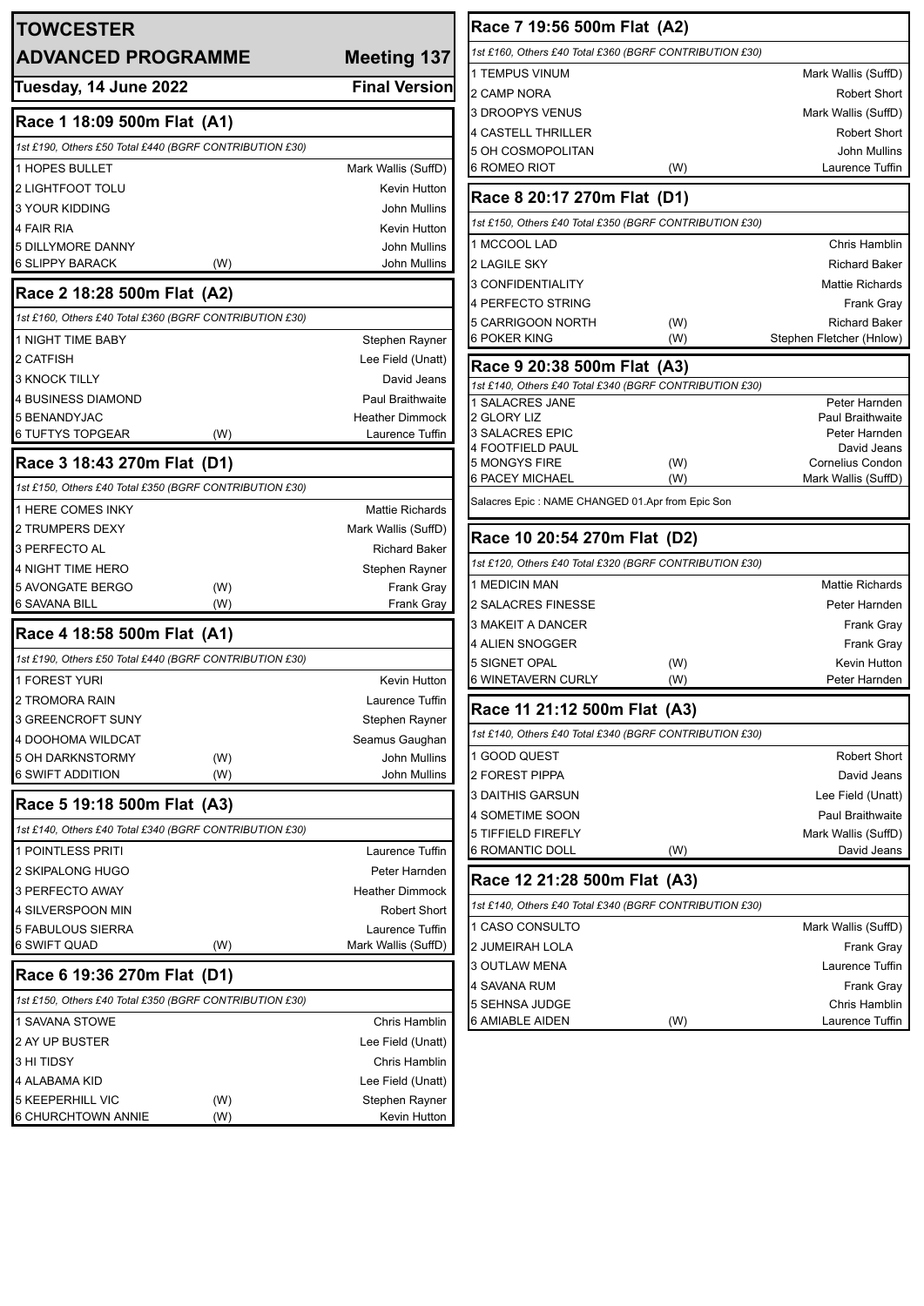# TOWCESTER

## ADVANCED PROGRAMME — Meeting 137

**Tuesday, 14 June 2022** — **Final Version**

### Race 1 18:09 500m Flat (A1)

*1st £190, Others £50 Total £440 (BGRF CONTRIBUTION £30)*

| Trap | Greyhound | | Trainer |
|---|---|---|---|
| 1 | HOPES BULLET | | Mark Wallis (SuffD) |
| 2 | LIGHTFOOT TOLU | | Kevin Hutton |
| 3 | YOUR KIDDING | | John Mullins |
| 4 | FAIR RIA | | Kevin Hutton |
| 5 | DILLYMORE DANNY | | John Mullins |
| 6 | SLIPPY BARACK | (W) | John Mullins |

### Race 2 18:28 500m Flat (A2)

*1st £160, Others £40 Total £360 (BGRF CONTRIBUTION £30)*

| Trap | Greyhound | | Trainer |
|---|---|---|---|
| 1 | NIGHT TIME BABY | | Stephen Rayner |
| 2 | CATFISH | | Lee Field (Unatt) |
| 3 | KNOCK TILLY | | David Jeans |
| 4 | BUSINESS DIAMOND | | Paul Braithwaite |
| 5 | BENANDYJAC | | Heather Dimmock |
| 6 | TUFTYS TOPGEAR | (W) | Laurence Tuffin |

### Race 3 18:43 270m Flat (D1)

*1st £150, Others £40 Total £350 (BGRF CONTRIBUTION £30)*

| Trap | Greyhound | | Trainer |
|---|---|---|---|
| 1 | HERE COMES INKY | | Mattie Richards |
| 2 | TRUMPERS DEXY | | Mark Wallis (SuffD) |
| 3 | PERFECTO AL | | Richard Baker |
| 4 | NIGHT TIME HERO | | Stephen Rayner |
| 5 | AVONGATE BERGO | (W) | Frank Gray |
| 6 | SAVANA BILL | (W) | Frank Gray |

### Race 4 18:58 500m Flat (A1)

*1st £190, Others £50 Total £440 (BGRF CONTRIBUTION £30)*

| Trap | Greyhound | | Trainer |
|---|---|---|---|
| 1 | FOREST YURI | | Kevin Hutton |
| 2 | TROMORA RAIN | | Laurence Tuffin |
| 3 | GREENCROFT SUNY | | Stephen Rayner |
| 4 | DOOHOMA WILDCAT | | Seamus Gaughan |
| 5 | OH DARKNSTORMY | (W) | John Mullins |
| 6 | SWIFT ADDITION | (W) | John Mullins |

### Race 5 19:18 500m Flat (A3)

*1st £140, Others £40 Total £340 (BGRF CONTRIBUTION £30)*

| Trap | Greyhound | | Trainer |
|---|---|---|---|
| 1 | POINTLESS PRITI | | Laurence Tuffin |
| 2 | SKIPALONG HUGO | | Peter Harnden |
| 3 | PERFECTO AWAY | | Heather Dimmock |
| 4 | SILVERSPOON MIN | | Robert Short |
| 5 | FABULOUS SIERRA | | Laurence Tuffin |
| 6 | SWIFT QUAD | (W) | Mark Wallis (SuffD) |

### Race 6 19:36 270m Flat (D1)

*1st £150, Others £40 Total £350 (BGRF CONTRIBUTION £30)*

| Trap | Greyhound | | Trainer |
|---|---|---|---|
| 1 | SAVANA STOWE | | Chris Hamblin |
| 2 | AY UP BUSTER | | Lee Field (Unatt) |
| 3 | HI TIDSY | | Chris Hamblin |
| 4 | ALABAMA KID | | Lee Field (Unatt) |
| 5 | KEEPERHILL VIC | (W) | Stephen Rayner |
| 6 | CHURCHTOWN ANNIE | (W) | Kevin Hutton |

### Race 7 19:56 500m Flat (A2)

*1st £160, Others £40 Total £360 (BGRF CONTRIBUTION £30)*

| Trap | Greyhound | | Trainer |
|---|---|---|---|
| 1 | TEMPUS VINUM | | Mark Wallis (SuffD) |
| 2 | CAMP NORA | | Robert Short |
| 3 | DROOPYS VENUS | | Mark Wallis (SuffD) |
| 4 | CASTELL THRILLER | | Robert Short |
| 5 | OH COSMOPOLITAN | | John Mullins |
| 6 | ROMEO RIOT | (W) | Laurence Tuffin |

### Race 8 20:17 270m Flat (D1)

*1st £150, Others £40 Total £350 (BGRF CONTRIBUTION £30)*

| Trap | Greyhound | | Trainer |
|---|---|---|---|
| 1 | MCCOOL LAD | | Chris Hamblin |
| 2 | LAGILE SKY | | Richard Baker |
| 3 | CONFIDENTIALITY | | Mattie Richards |
| 4 | PERFECTO STRING | | Frank Gray |
| 5 | CARRIGOON NORTH | (W) | Richard Baker |
| 6 | POKER KING | (W) | Stephen Fletcher (Hnlow) |

### Race 9 20:38 500m Flat (A3)

*1st £140, Others £40 Total £340 (BGRF CONTRIBUTION £30)*

| Trap | Greyhound | | Trainer |
|---|---|---|---|
| 1 | SALACRES JANE | | Peter Harnden |
| 2 | GLORY LIZ | | Paul Braithwaite |
| 3 | SALACRES EPIC | | Peter Harnden |
| 4 | FOOTFIELD PAUL | | David Jeans |
| 5 | MONGYS FIRE | (W) | Cornelius Condon |
| 6 | PACEY MICHAEL | (W) | Mark Wallis (SuffD) |

Salacres Epic : NAME CHANGED 01.Apr from Epic Son

### Race 10 20:54 270m Flat (D2)

*1st £120, Others £40 Total £320 (BGRF CONTRIBUTION £30)*

| Trap | Greyhound | | Trainer |
|---|---|---|---|
| 1 | MEDICIN MAN | | Mattie Richards |
| 2 | SALACRES FINESSE | | Peter Harnden |
| 3 | MAKEIT A DANCER | | Frank Gray |
| 4 | ALIEN SNOGGER | | Frank Gray |
| 5 | SIGNET OPAL | (W) | Kevin Hutton |
| 6 | WINETAVERN CURLY | (W) | Peter Harnden |

### Race 11 21:12 500m Flat (A3)

*1st £140, Others £40 Total £340 (BGRF CONTRIBUTION £30)*

| Trap | Greyhound | | Trainer |
|---|---|---|---|
| 1 | GOOD QUEST | | Robert Short |
| 2 | FOREST PIPPA | | David Jeans |
| 3 | DAITHIS GARSUN | | Lee Field (Unatt) |
| 4 | SOMETIME SOON | | Paul Braithwaite |
| 5 | TIFFIELD FIREFLY | | Mark Wallis (SuffD) |
| 6 | ROMANTIC DOLL | (W) | David Jeans |

### Race 12 21:28 500m Flat (A3)

*1st £140, Others £40 Total £340 (BGRF CONTRIBUTION £30)*

| Trap | Greyhound | | Trainer |
|---|---|---|---|
| 1 | CASO CONSULTO | | Mark Wallis (SuffD) |
| 2 | JUMEIRAH LOLA | | Frank Gray |
| 3 | OUTLAW MENA | | Laurence Tuffin |
| 4 | SAVANA RUM | | Frank Gray |
| 5 | SEHNSA JUDGE | | Chris Hamblin |
| 6 | AMIABLE AIDEN | (W) | Laurence Tuffin |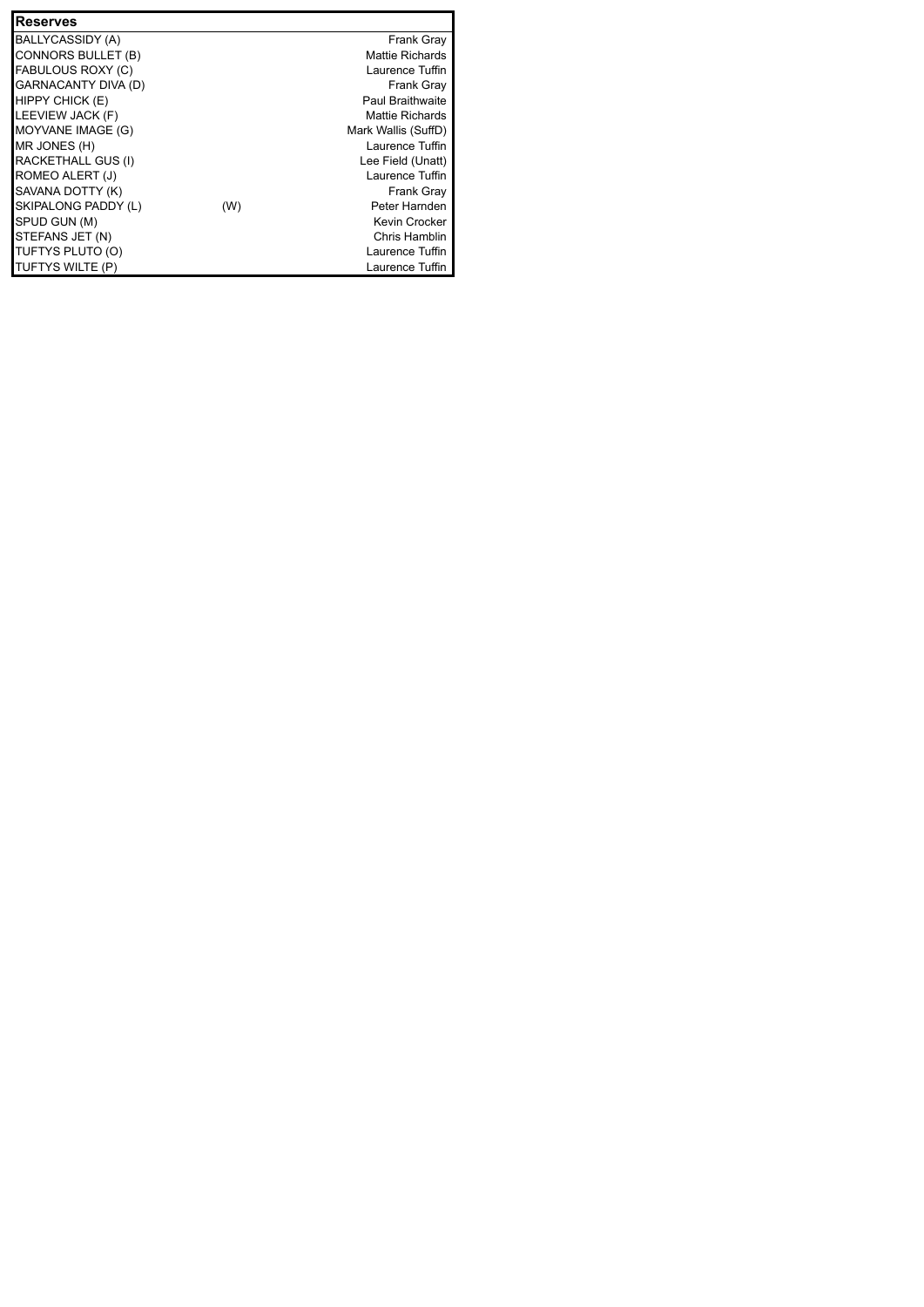| Reserves | | |
|---|---|---|
| BALLYCASSIDY (A) | | Frank Gray |
| CONNORS BULLET (B) | | Mattie Richards |
| FABULOUS ROXY (C) | | Laurence Tuffin |
| GARNACANTY DIVA (D) | | Frank Gray |
| HIPPY CHICK (E) | | Paul Braithwaite |
| LEEVIEW JACK (F) | | Mattie Richards |
| MOYVANE IMAGE (G) | | Mark Wallis (SuffD) |
| MR JONES (H) | | Laurence Tuffin |
| RACKETHALL GUS (I) | | Lee Field (Unatt) |
| ROMEO ALERT (J) | | Laurence Tuffin |
| SAVANA DOTTY (K) | | Frank Gray |
| SKIPALONG PADDY (L) | (W) | Peter Harnden |
| SPUD GUN (M) | | Kevin Crocker |
| STEFANS JET (N) | | Chris Hamblin |
| TUFTYS PLUTO (O) | | Laurence Tuffin |
| TUFTYS WILTE (P) | | Laurence Tuffin |